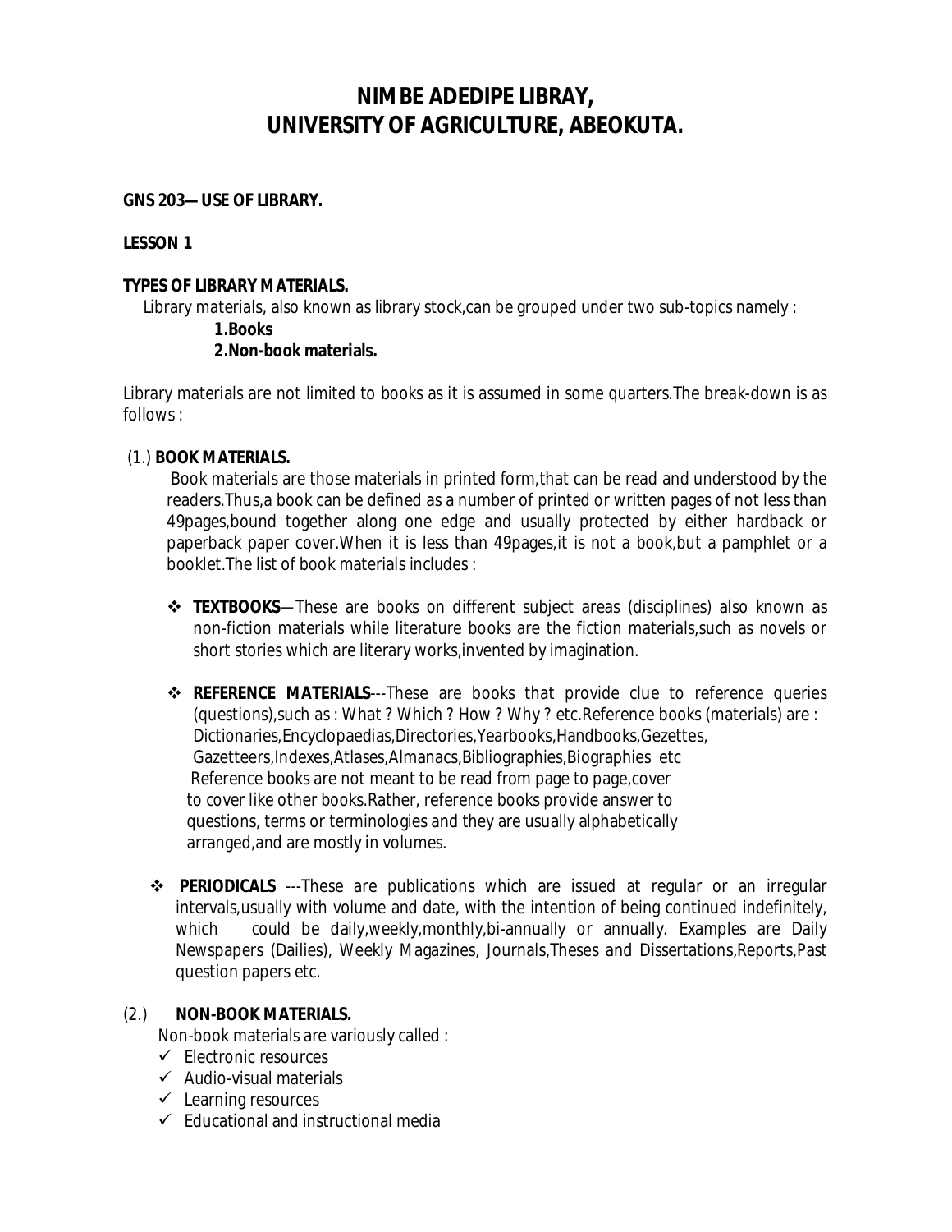# NIMBE ADEDIPE LIBRAY, UNIVERSITY OF AGRICULTURE, ABEOKUTA.

**GNS 203— USE OF LIBRARY.**

**LESSON 1**

**TYPES OF LIBRARY MATERIALS.**

Library materials, also known as library stock,can be grouped under two sub-topics namely :

**1.Books**
**2.Non-book materials.**

Library materials are not limited to books as it is assumed in some quarters.The break-down is as follows :

(1.) **BOOK MATERIALS.**

Book materials are those materials in printed form,that can be read and understood by the readers.Thus,a book can be defined as a number of printed or written pages of not less than 49pages,bound together along one edge and usually protected by either hardback or paperback paper cover.When it is less than 49pages,it is not a book,but a pamphlet or a booklet.The list of book materials includes :

- **TEXTBOOKS**— These are books on different subject areas (disciplines) also known as non-fiction materials while literature books are the fiction materials,such as novels or short stories which are literary works,invented by imagination.

- **REFERENCE MATERIALS**---These are books that provide clue to reference queries (questions),such as : What ? Which ? How ? Why ? etc.Reference books (materials) are : Dictionaries,Encyclopaedias,Directories,Yearbooks,Handbooks,Gezettes, Gazetteers,Indexes,Atlases,Almanacs,Bibliographies,Biographies etc
  Reference books are not meant to be read from page to page,cover to cover like other books.Rather, reference books provide answer to questions, terms or terminologies and they are usually alphabetically arranged,and are mostly in volumes.

- **PERIODICALS** ---These are publications which are issued at regular or an irregular intervals,usually with volume and date, with the intention of being continued indefinitely, which could be daily,weekly,monthly,bi-annually or annually. Examples are Daily Newspapers (Dailies), Weekly Magazines, Journals,Theses and Dissertations,Reports,Past question papers etc.

(2.) **NON-BOOK MATERIALS.**

Non-book materials are variously called :

- ✓ Electronic resources
- ✓ Audio-visual materials
- ✓ Learning resources
- ✓ Educational and instructional media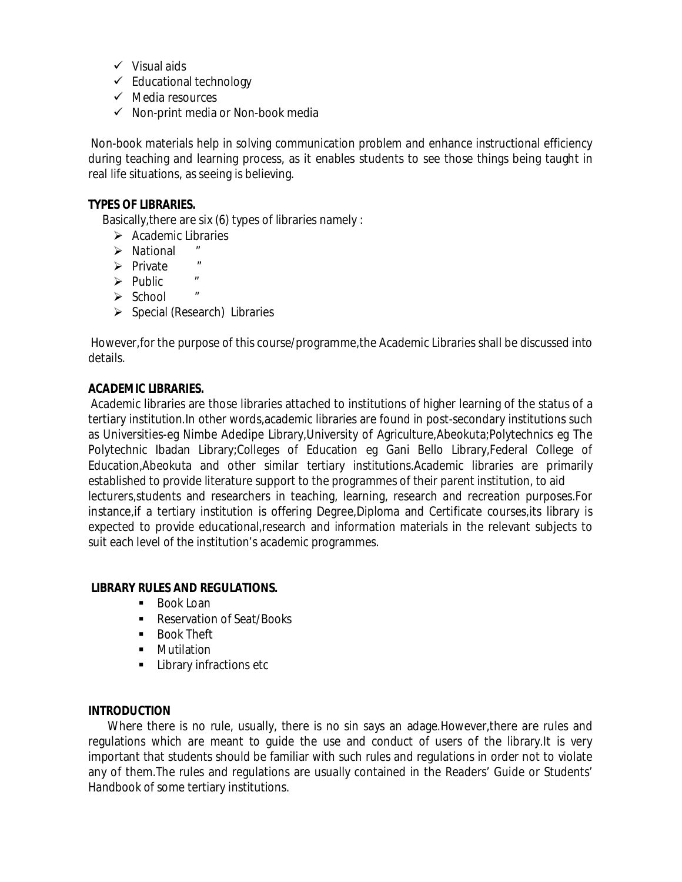- Visual aids
- Educational technology
- Media resources
- Non-print media or Non-book media

Non-book materials help in solving communication problem and enhance instructional efficiency during teaching and learning process, as it enables students to see those things being taught in real life situations, as seeing is believing.

**TYPES OF LIBRARIES.**

Basically,there are six (6) types of libraries namely :

- Academic Libraries
- National "
- Private "
- Public "
- School "
- Special (Research) Libraries

However,for the purpose of this course/programme,the Academic Libraries shall be discussed into details.

**ACADEMIC LIBRARIES.**

Academic libraries are those libraries attached to institutions of higher learning of the status of a tertiary institution.In other words,academic libraries are found in post-secondary institutions such as Universities-eg Nimbe Adedipe Library,University of Agriculture,Abeokuta;Polytechnics eg The Polytechnic Ibadan Library;Colleges of Education eg Gani Bello Library,Federal College of Education,Abeokuta and other similar tertiary institutions.Academic libraries are primarily established to provide literature support to the programmes of their parent institution, to aid lecturers,students and researchers in teaching, learning, research and recreation purposes.For instance,if a tertiary institution is offering Degree,Diploma and Certificate courses,its library is expected to provide educational,research and information materials in the relevant subjects to suit each level of the institution's academic programmes.

**LIBRARY RULES AND REGULATIONS.**

- Book Loan
- Reservation of Seat/Books
- Book Theft
- Mutilation
- Library infractions etc

**INTRODUCTION**

Where there is no rule, usually, there is no sin says an adage.However,there are rules and regulations which are meant to guide the use and conduct of users of the library.It is very important that students should be familiar with such rules and regulations in order not to violate any of them.The rules and regulations are usually contained in the Readers' Guide or Students' Handbook of some tertiary institutions.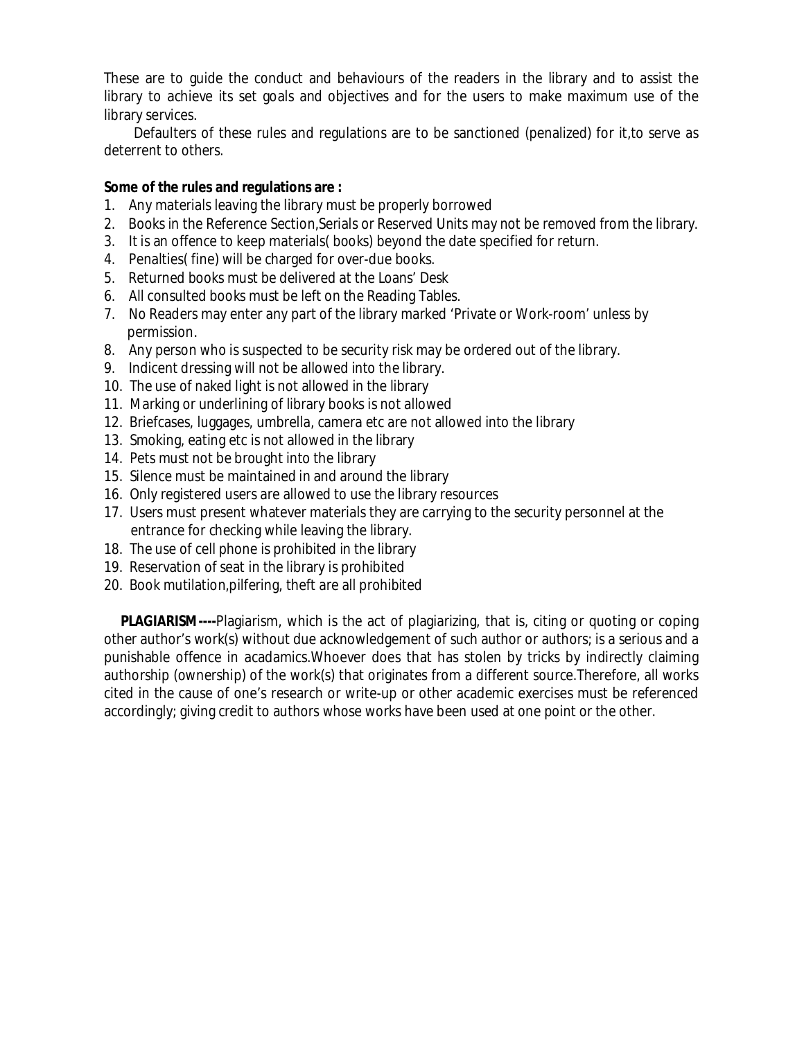These are to guide the conduct and behaviours of the readers in the library and to assist the library to achieve its set goals and objectives and for the users to make maximum use of the library services.

Defaulters of these rules and regulations are to be sanctioned (penalized) for it,to serve as deterrent to others.

**Some of the rules and regulations are :**

1. Any materials leaving the library must be properly borrowed
2. Books in the Reference Section,Serials or Reserved Units may not be removed from the library.
3. It is an offence to keep materials( books) beyond the date specified for return.
4. Penalties( fine) will be charged for over-due books.
5. Returned books must be delivered at the Loans' Desk
6. All consulted books must be left on the Reading Tables.
7. No Readers may enter any part of the library marked 'Private or Work-room' unless by permission.
8. Any person who is suspected to be security risk may be ordered out of the library.
9. Indicent dressing will not be allowed into the library.
10. The use of naked light is not allowed in the library
11. Marking or underlining of library books is not allowed
12. Briefcases, luggages, umbrella, camera etc are not allowed into the library
13. Smoking, eating etc is not allowed in the library
14. Pets must not be brought into the library
15. Silence must be maintained in and around the library
16. Only registered users are allowed to use the library resources
17. Users must present whatever materials they are carrying to the security personnel at the entrance for checking while leaving the library.
18. The use of cell phone is prohibited in the library
19. Reservation of seat in the library is prohibited
20. Book mutilation,pilfering, theft are all prohibited

**PLAGIARISM----**Plagiarism, which is the act of plagiarizing, that is, citing or quoting or coping other author's work(s) without due acknowledgement of such author or authors; is a serious and a punishable offence in acadamics.Whoever does that has stolen by tricks by indirectly claiming authorship (ownership) of the work(s) that originates from a different source.Therefore, all works cited in the cause of one's research or write-up or other academic exercises must be referenced accordingly; giving credit to authors whose works have been used at one point or the other.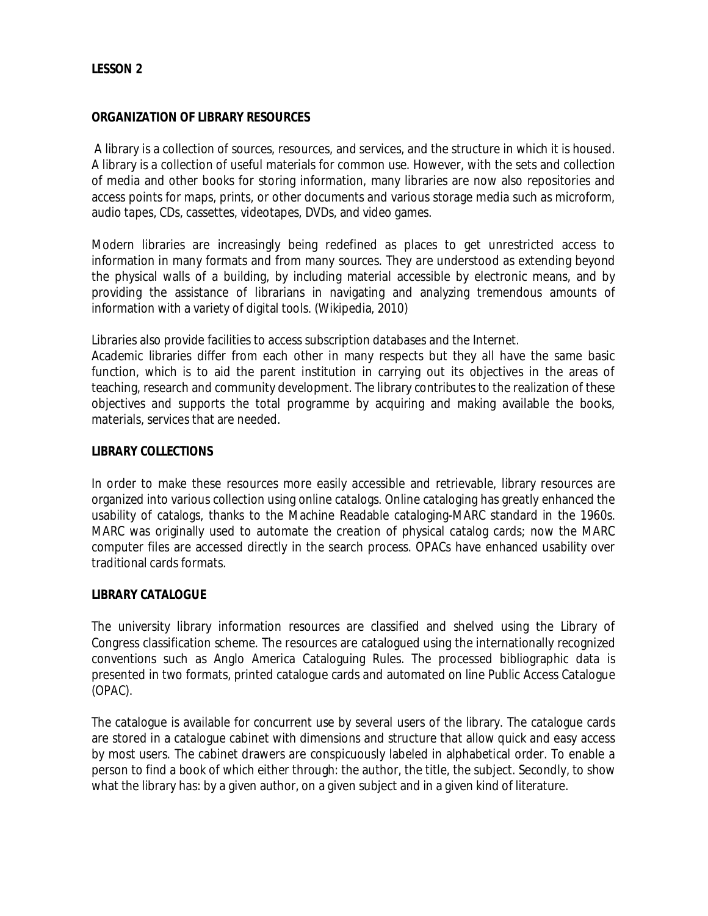**LESSON 2**

**ORGANIZATION OF LIBRARY RESOURCES**

A library is a collection of sources, resources, and services, and the structure in which it is housed. A library is a collection of useful materials for common use. However, with the sets and collection of media and other books for storing information, many libraries are now also repositories and access points for maps, prints, or other documents and various storage media such as microform, audio tapes, CDs, cassettes, videotapes, DVDs, and video games.

Modern libraries are increasingly being redefined as places to get unrestricted access to information in many formats and from many sources. They are understood as extending beyond the physical walls of a building, by including material accessible by electronic means, and by providing the assistance of librarians in navigating and analyzing tremendous amounts of information with a variety of digital tools. (Wikipedia, 2010)

Libraries also provide facilities to access subscription databases and the Internet.
Academic libraries differ from each other in many respects but they all have the same basic function, which is to aid the parent institution in carrying out its objectives in the areas of teaching, research and community development. The library contributes to the realization of these objectives and supports the total programme by acquiring and making available the books, materials, services that are needed.

**LIBRARY COLLECTIONS**

In order to make these resources more easily accessible and retrievable, library resources are organized into various collection using online catalogs. Online cataloging has greatly enhanced the usability of catalogs, thanks to the Machine Readable cataloging-MARC standard in the 1960s. MARC was originally used to automate the creation of physical catalog cards; now the MARC computer files are accessed directly in the search process. OPACs have enhanced usability over traditional cards formats.

**LIBRARY CATALOGUE**

The university library information resources are classified and shelved using the Library of Congress classification scheme. The resources are catalogued using the internationally recognized conventions such as Anglo America Cataloguing Rules. The processed bibliographic data is presented in two formats, printed catalogue cards and automated on line Public Access Catalogue (OPAC).

The catalogue is available for concurrent use by several users of the library. The catalogue cards are stored in a catalogue cabinet with dimensions and structure that allow quick and easy access by most users. The cabinet drawers are conspicuously labeled in alphabetical order. To enable a person to find a book of which either through: the author, the title, the subject. Secondly, to show what the library has: by a given author, on a given subject and in a given kind of literature.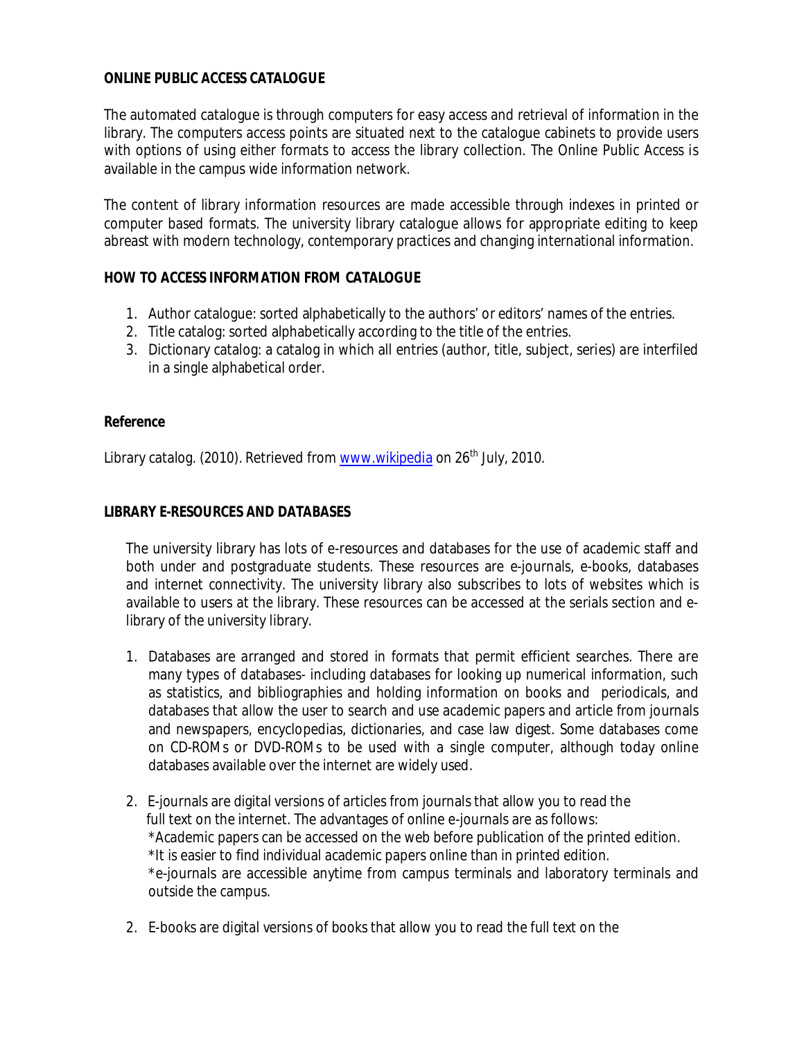**ONLINE PUBLIC ACCESS CATALOGUE**

The automated catalogue is through computers for easy access and retrieval of information in the library. The computers access points are situated next to the catalogue cabinets to provide users with options of using either formats to access the library collection. The Online Public Access is available in the campus wide information network.

The content of library information resources are made accessible through indexes in printed or computer based formats. The university library catalogue allows for appropriate editing to keep abreast with modern technology, contemporary practices and changing international information.

**HOW TO ACCESS INFORMATION FROM CATALOGUE**

1. Author catalogue: sorted alphabetically to the authors' or editors' names of the entries.
2. Title catalog: sorted alphabetically according to the title of the entries.
3. Dictionary catalog: a catalog in which all entries (author, title, subject, series) are interfiled in a single alphabetical order.

**Reference**

Library catalog. (2010). Retrieved from [www.wikipedia](www.wikipedia) on 26th July, 2010.

**LIBRARY E-RESOURCES AND DATABASES**

The university library has lots of e-resources and databases for the use of academic staff and both under and postgraduate students. These resources are e-journals, e-books, databases and internet connectivity. The university library also subscribes to lots of websites which is available to users at the library. These resources can be accessed at the serials section and e-library of the university library.

1. Databases are arranged and stored in formats that permit efficient searches. There are many types of databases- including databases for looking up numerical information, such as statistics, and bibliographies and holding information on books and periodicals, and databases that allow the user to search and use academic papers and article from journals and newspapers, encyclopedias, dictionaries, and case law digest. Some databases come on CD-ROMs or DVD-ROMs to be used with a single computer, although today online databases available over the internet are widely used.

2. E-journals are digital versions of articles from journals that allow you to read the full text on the internet. The advantages of online e-journals are as follows:
   *Academic papers can be accessed on the web before publication of the printed edition.
   *It is easier to find individual academic papers online than in printed edition.
   *e-journals are accessible anytime from campus terminals and laboratory terminals and outside the campus.

2. E-books are digital versions of books that allow you to read the full text on the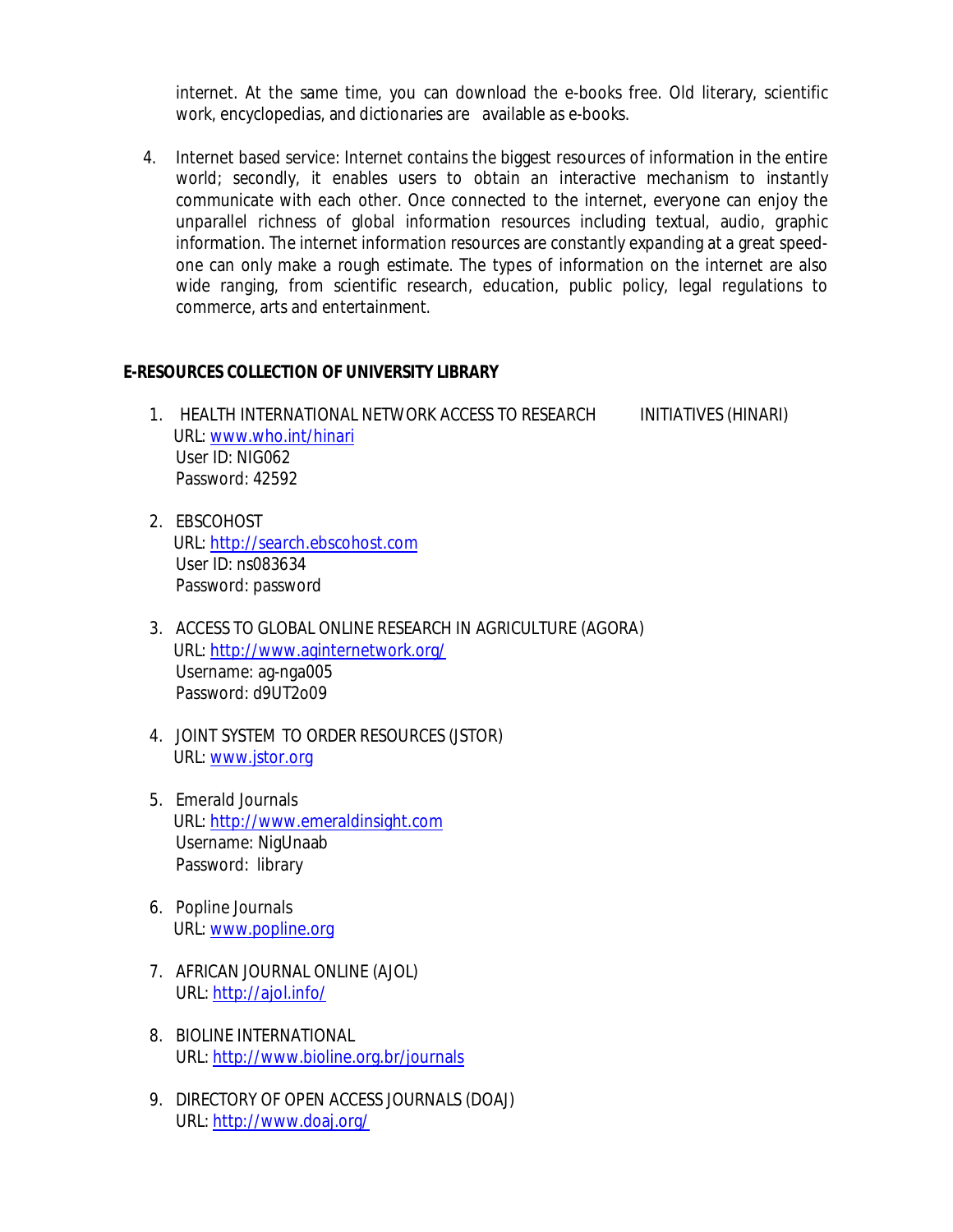internet. At the same time, you can download the e-books free. Old literary, scientific work, encyclopedias, and dictionaries are available as e-books.

4. Internet based service: Internet contains the biggest resources of information in the entire world; secondly, it enables users to obtain an interactive mechanism to instantly communicate with each other. Once connected to the internet, everyone can enjoy the unparallel richness of global information resources including textual, audio, graphic information. The internet information resources are constantly expanding at a great speed- one can only make a rough estimate. The types of information on the internet are also wide ranging, from scientific research, education, public policy, legal regulations to commerce, arts and entertainment.

## E-RESOURCES COLLECTION OF UNIVERSITY LIBRARY

1. HEALTH INTERNATIONAL NETWORK ACCESS TO RESEARCH INITIATIVES (HINARI)
   URL: www.who.int/hinari
   User ID: NIG062
   Password: 42592

2. EBSCOHOST
   URL: http://search.ebscohost.com
   User ID: ns083634
   Password: password

3. ACCESS TO GLOBAL ONLINE RESEARCH IN AGRICULTURE (AGORA)
   URL: http://www.aginternetwork.org/
   Username: ag-nga005
   Password: d9UT2o09

4. JOINT SYSTEM TO ORDER RESOURCES (JSTOR)
   URL: www.jstor.org

5. Emerald Journals
   URL: http://www.emeraldinsight.com
   Username: NigUnaab
   Password: library

6. Popline Journals
   URL: www.popline.org

7. AFRICAN JOURNAL ONLINE (AJOL)
   URL: http://ajol.info/

8. BIOLINE INTERNATIONAL
   URL: http://www.bioline.org.br/journals

9. DIRECTORY OF OPEN ACCESS JOURNALS (DOAJ)
   URL: http://www.doaj.org/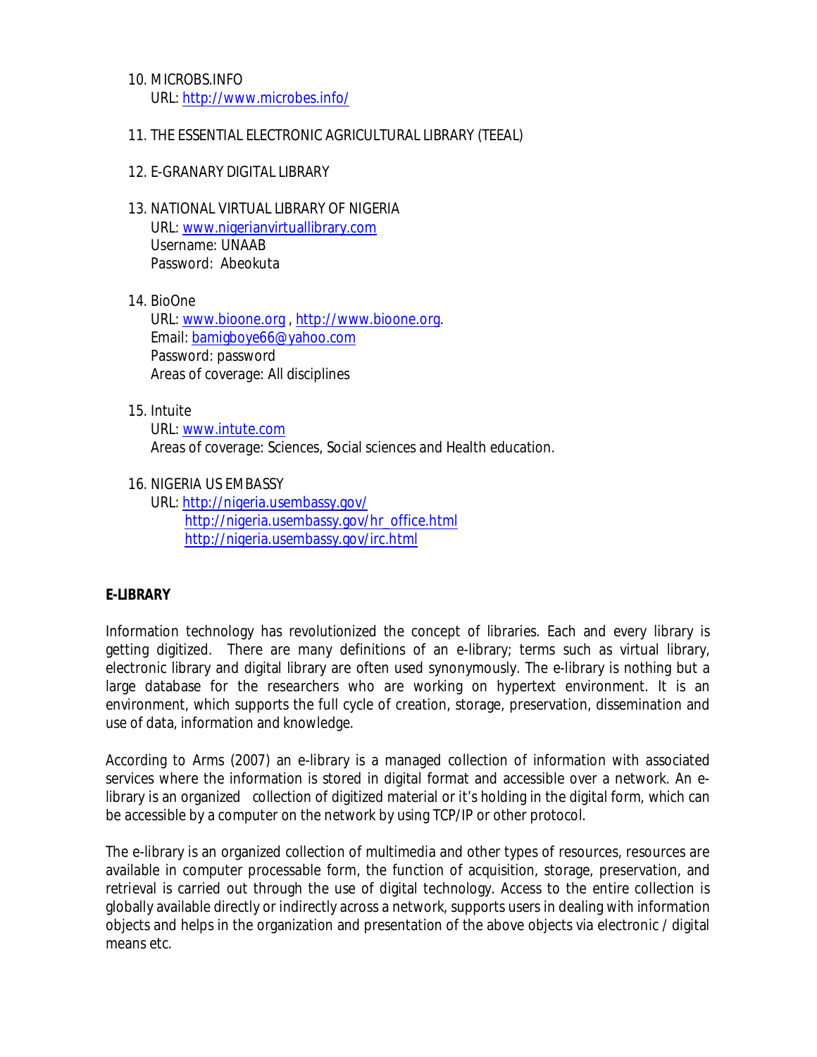10. MICROBS.INFO
    URL: http://www.microbes.info/

11. THE ESSENTIAL ELECTRONIC AGRICULTURAL LIBRARY (TEEAL)

12. E-GRANARY DIGITAL LIBRARY

13. NATIONAL VIRTUAL LIBRARY OF NIGERIA
    URL: www.nigerianvirtuallibrary.com
    Username: UNAAB
    Password: Abeokuta

14. BioOne
    URL: www.bioone.org , http://www.bioone.org.
    Email: bamigboye66@yahoo.com
    Password: password
    Areas of coverage: All disciplines

15. Intuite
    URL: www.intute.com
    Areas of coverage: Sciences, Social sciences and Health education.

16. NIGERIA US EMBASSY
    URL: http://nigeria.usembassy.gov/
    http://nigeria.usembassy.gov/hr_office.html
    http://nigeria.usembassy.gov/irc.html

**E-LIBRARY**

Information technology has revolutionized the concept of libraries. Each and every library is getting digitized. There are many definitions of an e-library; terms such as virtual library, electronic library and digital library are often used synonymously. The e-library is nothing but a large database for the researchers who are working on hypertext environment. It is an environment, which supports the full cycle of creation, storage, preservation, dissemination and use of data, information and knowledge.

According to Arms (2007) an e-library is a managed collection of information with associated services where the information is stored in digital format and accessible over a network. An e-library is an organized collection of digitized material or it's holding in the digital form, which can be accessible by a computer on the network by using TCP/IP or other protocol.

The e-library is an organized collection of multimedia and other types of resources, resources are available in computer processable form, the function of acquisition, storage, preservation, and retrieval is carried out through the use of digital technology. Access to the entire collection is globally available directly or indirectly across a network, supports users in dealing with information objects and helps in the organization and presentation of the above objects via electronic / digital means etc.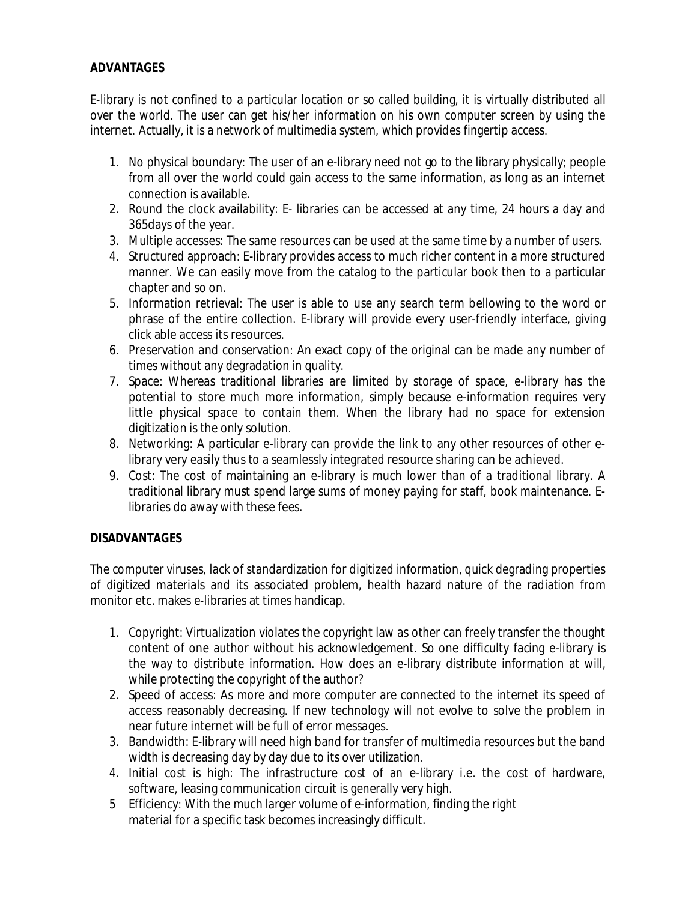**ADVANTAGES**

E-library is not confined to a particular location or so called building, it is virtually distributed all over the world. The user can get his/her information on his own computer screen by using the internet. Actually, it is a network of multimedia system, which provides fingertip access.

1. No physical boundary: The user of an e-library need not go to the library physically; people from all over the world could gain access to the same information, as long as an internet connection is available.
2. Round the clock availability: E- libraries can be accessed at any time, 24 hours a day and 365days of the year.
3. Multiple accesses: The same resources can be used at the same time by a number of users.
4. Structured approach: E-library provides access to much richer content in a more structured manner. We can easily move from the catalog to the particular book then to a particular chapter and so on.
5. Information retrieval: The user is able to use any search term bellowing to the word or phrase of the entire collection. E-library will provide every user-friendly interface, giving click able access its resources.
6. Preservation and conservation: An exact copy of the original can be made any number of times without any degradation in quality.
7. Space: Whereas traditional libraries are limited by storage of space, e-library has the potential to store much more information, simply because e-information requires very little physical space to contain them. When the library had no space for extension digitization is the only solution.
8. Networking: A particular e-library can provide the link to any other resources of other e-library very easily thus to a seamlessly integrated resource sharing can be achieved.
9. Cost: The cost of maintaining an e-library is much lower than of a traditional library. A traditional library must spend large sums of money paying for staff, book maintenance. E-libraries do away with these fees.

**DISADVANTAGES**

The computer viruses, lack of standardization for digitized information, quick degrading properties of digitized materials and its associated problem, health hazard nature of the radiation from monitor etc. makes e-libraries at times handicap.

1. Copyright: Virtualization violates the copyright law as other can freely transfer the thought content of one author without his acknowledgement. So one difficulty facing e-library is the way to distribute information. How does an e-library distribute information at will, while protecting the copyright of the author?
2. Speed of access: As more and more computer are connected to the internet its speed of access reasonably decreasing. If new technology will not evolve to solve the problem in near future internet will be full of error messages.
3. Bandwidth: E-library will need high band for transfer of multimedia resources but the band width is decreasing day by day due to its over utilization.
4. Initial cost is high: The infrastructure cost of an e-library i.e. the cost of hardware, software, leasing communication circuit is generally very high.
5. Efficiency: With the much larger volume of e-information, finding the right material for a specific task becomes increasingly difficult.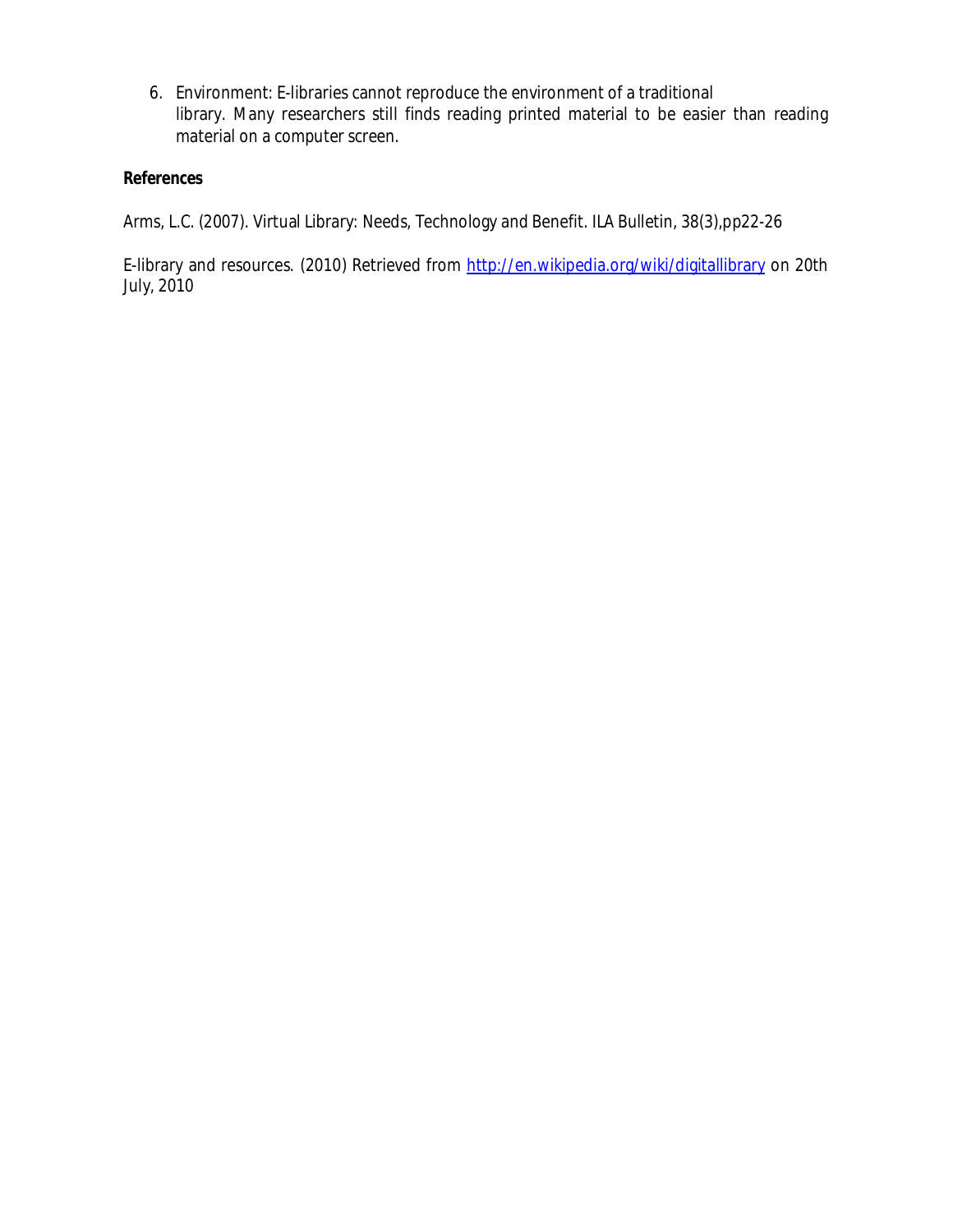6. Environment: E-libraries cannot reproduce the environment of a traditional library. Many researchers still finds reading printed material to be easier than reading material on a computer screen.

**References**

Arms, L.C. (2007). Virtual Library: Needs, Technology and Benefit. ILA Bulletin, 38(3),pp22-26

E-library and resources. (2010) Retrieved from http://en.wikipedia.org/wiki/digitallibrary on 20th July, 2010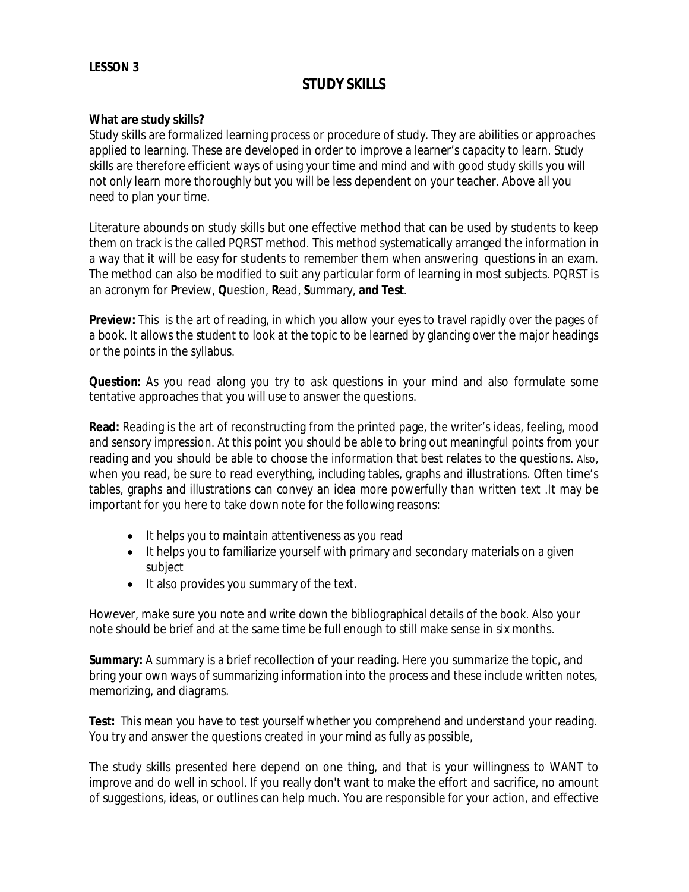**LESSON 3**

## STUDY SKILLS

**What are study skills?**

Study skills are formalized learning process or procedure of study. They are abilities or approaches applied to learning. These are developed in order to improve a learner's capacity to learn. Study skills are therefore efficient ways of using your time and mind and with good study skills you will not only learn more thoroughly but you will be less dependent on your teacher. Above all you need to plan your time.

Literature abounds on study skills but one effective method that can be used by students to keep them on track is the called PQRST method. This method systematically arranged the information in a way that it will be easy for students to remember them when answering questions in an exam. The method can also be modified to suit any particular form of learning in most subjects. PQRST is an acronym for **P**review, **Q**uestion, **R**ead, **S**ummary, **and Test**.

**Preview:** This is the art of reading, in which you allow your eyes to travel rapidly over the pages of a book. It allows the student to look at the topic to be learned by glancing over the major headings or the points in the syllabus.

**Question:** As you read along you try to ask questions in your mind and also formulate some tentative approaches that you will use to answer the questions.

**Read:** Reading is the art of reconstructing from the printed page, the writer's ideas, feeling, mood and sensory impression. At this point you should be able to bring out meaningful points from your reading and you should be able to choose the information that best relates to the questions. Also, when you read, be sure to read everything, including tables, graphs and illustrations. Often time's tables, graphs and illustrations can convey an idea more powerfully than written text .It may be important for you here to take down note for the following reasons:

- It helps you to maintain attentiveness as you read
- It helps you to familiarize yourself with primary and secondary materials on a given subject
- It also provides you summary of the text.

However, make sure you note and write down the bibliographical details of the book. Also your note should be brief and at the same time be full enough to still make sense in six months.

**Summary:** A summary is a brief recollection of your reading. Here you summarize the topic, and bring your own ways of summarizing information into the process and these include written notes, memorizing, and diagrams.

**Test:** This mean you have to test yourself whether you comprehend and understand your reading. You try and answer the questions created in your mind as fully as possible,

The study skills presented here depend on one thing, and that is your willingness to WANT to improve and do well in school. If you really don't want to make the effort and sacrifice, no amount of suggestions, ideas, or outlines can help much. You are responsible for your action, and effective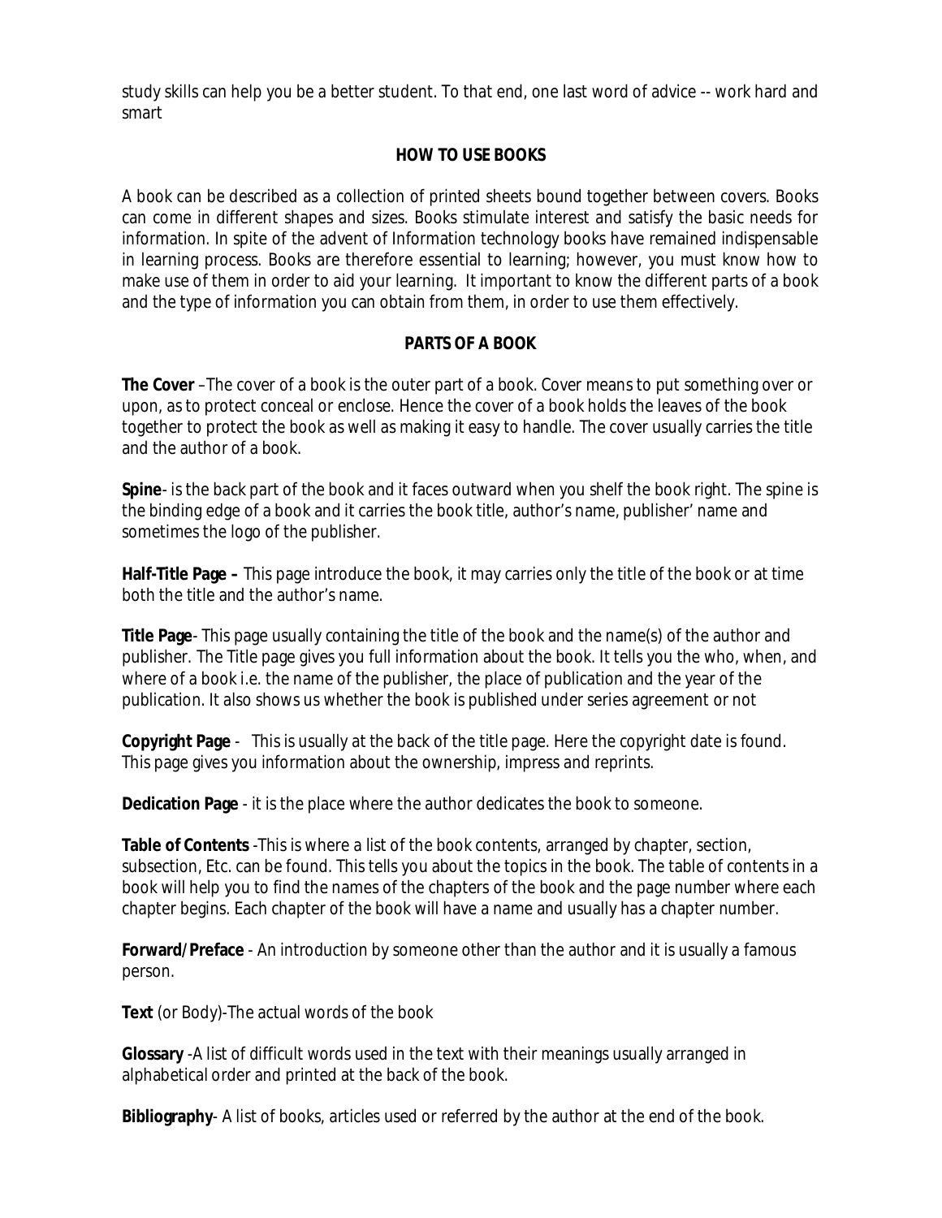study skills can help you be a better student. To that end, one last word of advice -- work hard and smart

## HOW TO USE BOOKS

A book can be described as a collection of printed sheets bound together between covers. Books can come in different shapes and sizes. Books stimulate interest and satisfy the basic needs for information. In spite of the advent of Information technology books have remained indispensable in learning process. Books are therefore essential to learning; however, you must know how to make use of them in order to aid your learning. It important to know the different parts of a book and the type of information you can obtain from them, in order to use them effectively.

## PARTS OF A BOOK

**The Cover** –The cover of a book is the outer part of a book. Cover means to put something over or upon, as to protect conceal or enclose. Hence the cover of a book holds the leaves of the book together to protect the book as well as making it easy to handle. The cover usually carries the title and the author of a book.

**Spine**- is the back part of the book and it faces outward when you shelf the book right. The spine is the binding edge of a book and it carries the book title, author's name, publisher' name and sometimes the logo of the publisher.

**Half-Title Page –** This page introduce the book, it may carries only the title of the book or at time both the title and the author's name.

**Title Page**- This page usually containing the title of the book and the name(s) of the author and publisher. The Title page gives you full information about the book. It tells you the who, when, and where of a book i.e. the name of the publisher, the place of publication and the year of the publication. It also shows us whether the book is published under series agreement or not

**Copyright Page** - This is usually at the back of the title page. Here the copyright date is found. This page gives you information about the ownership, impress and reprints.

**Dedication Page** - it is the place where the author dedicates the book to someone.

**Table of Contents** -This is where a list of the book contents, arranged by chapter, section, subsection, Etc. can be found. This tells you about the topics in the book. The table of contents in a book will help you to find the names of the chapters of the book and the page number where each chapter begins. Each chapter of the book will have a name and usually has a chapter number.

**Forward/Preface** - An introduction by someone other than the author and it is usually a famous person.

**Text** (or Body)-The actual words of the book

**Glossary** -A list of difficult words used in the text with their meanings usually arranged in alphabetical order and printed at the back of the book.

**Bibliography**- A list of books, articles used or referred by the author at the end of the book.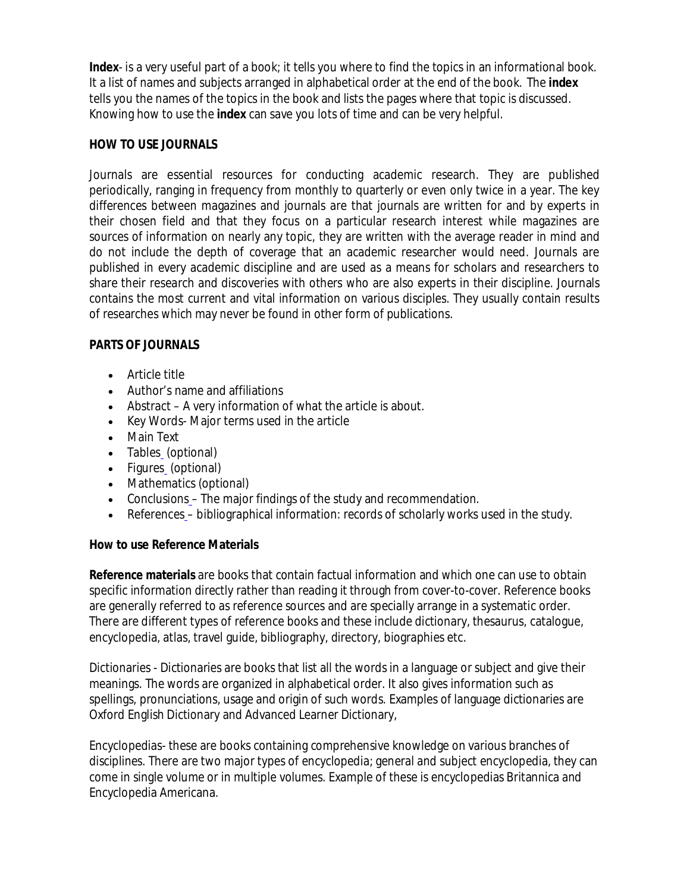**Index**- is a very useful part of a book; it tells you where to find the topics in an informational book. It a list of names and subjects arranged in alphabetical order at the end of the book. The **index** tells you the names of the topics in the book and lists the pages where that topic is discussed. Knowing how to use the **index** can save you lots of time and can be very helpful.

**HOW TO USE JOURNALS**

Journals are essential resources for conducting academic research. They are published periodically, ranging in frequency from monthly to quarterly or even only twice in a year. The key differences between magazines and journals are that journals are written for and by experts in their chosen field and that they focus on a particular research interest while magazines are sources of information on nearly any topic, they are written with the average reader in mind and do not include the depth of coverage that an academic researcher would need. Journals are published in every academic discipline and are used as a means for scholars and researchers to share their research and discoveries with others who are also experts in their discipline. Journals contains the most current and vital information on various disciples. They usually contain results of researches which may never be found in other form of publications.

**PARTS OF JOURNALS**

- Article title
- Author's name and affiliations
- Abstract – A very information of what the article is about.
- Key Words- Major terms used in the article
- Main Text
- Tables (optional)
- Figures (optional)
- Mathematics (optional)
- Conclusions – The major findings of the study and recommendation.
- References – bibliographical information: records of scholarly works used in the study.

**How to use Reference Materials**

**Reference materials** are books that contain factual information and which one can use to obtain specific information directly rather than reading it through from cover-to-cover. Reference books are generally referred to as reference sources and are specially arrange in a systematic order. There are different types of reference books and these include dictionary, thesaurus, catalogue, encyclopedia, atlas, travel guide, bibliography, directory, biographies etc.

Dictionaries - Dictionaries are books that list all the words in a language or subject and give their meanings. The words are organized in alphabetical order. It also gives information such as spellings, pronunciations, usage and origin of such words. Examples of language dictionaries are Oxford English Dictionary and Advanced Learner Dictionary,

Encyclopedias- these are books containing comprehensive knowledge on various branches of disciplines. There are two major types of encyclopedia; general and subject encyclopedia, they can come in single volume or in multiple volumes. Example of these is encyclopedias Britannica and Encyclopedia Americana.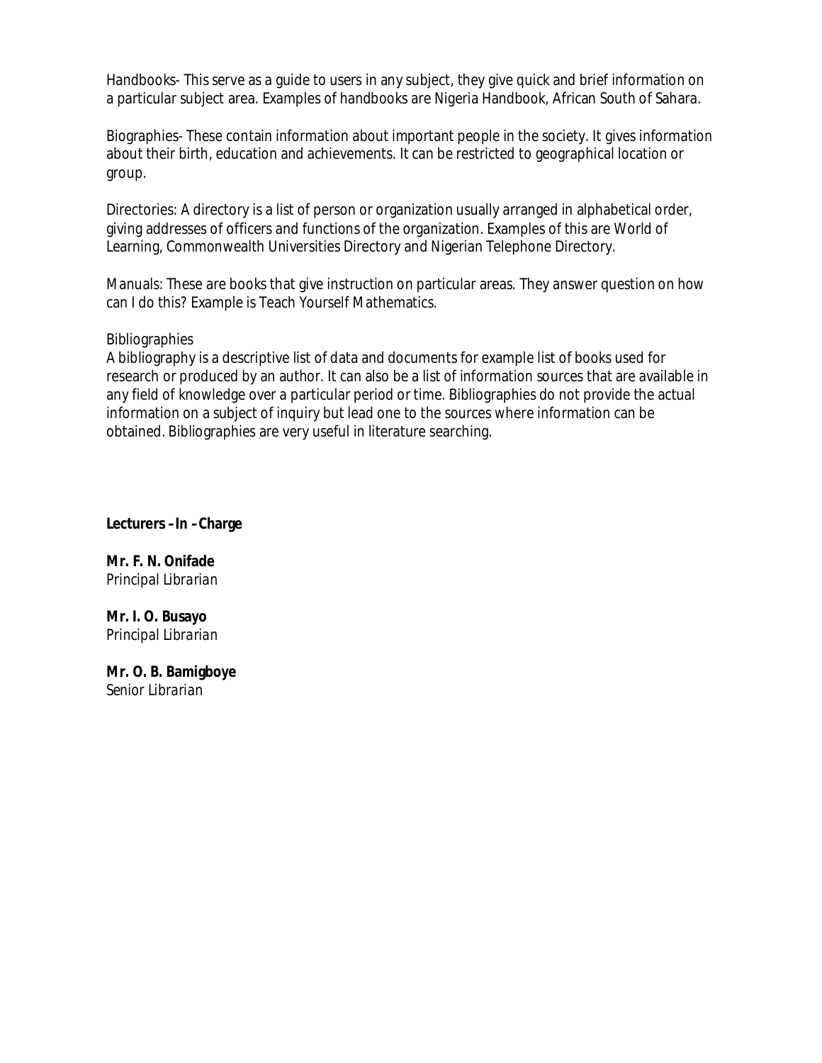Handbooks- This serve as a guide to users in any subject, they give quick and brief information on a particular subject area. Examples of handbooks are Nigeria Handbook, African South of Sahara.

Biographies- These contain information about important people in the society. It gives information about their birth, education and achievements. It can be restricted to geographical location or group.

Directories: A directory is a list of person or organization usually arranged in alphabetical order, giving addresses of officers and functions of the organization. Examples of this are World of Learning, Commonwealth Universities Directory and Nigerian Telephone Directory.

Manuals: These are books that give instruction on particular areas. They answer question on how can I do this? Example is Teach Yourself Mathematics.

Bibliographies

A bibliography is a descriptive list of data and documents for example list of books used for research or produced by an author. It can also be a list of information sources that are available in any field of knowledge over a particular period or time. Bibliographies do not provide the actual information on a subject of inquiry but lead one to the sources where information can be obtained. Bibliographies are very useful in literature searching.

**Lecturers –In –Charge**

**Mr. F. N. Onifade**
*Principal Librarian*

**Mr. I. O. Busayo**
*Principal Librarian*

**Mr. O. B. Bamigboye**
*Senior Librarian*